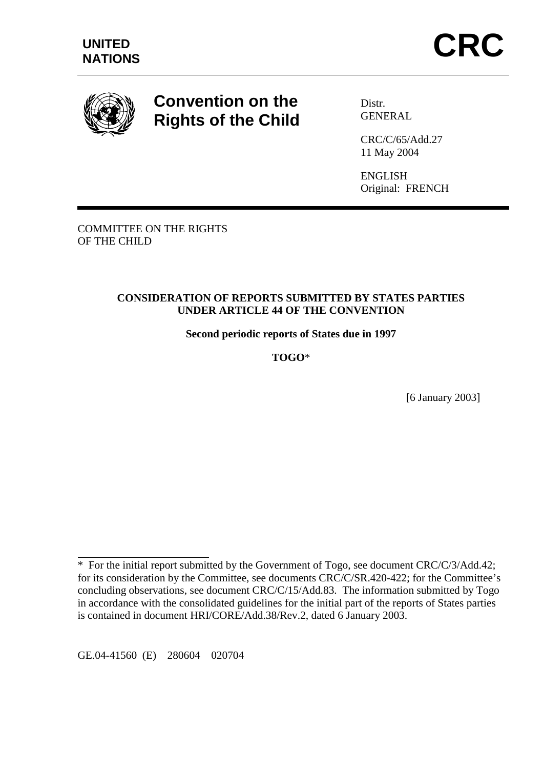UNITED NATIONS

# CRC

## Convention on the Rights of the Child

Distr.
GENERAL

CRC/C/65/Add.27
11 May 2004

ENGLISH
Original: FRENCH

COMMITTEE ON THE RIGHTS OF THE CHILD

**CONSIDERATION OF REPORTS SUBMITTED BY STATES PARTIES UNDER ARTICLE 44 OF THE CONVENTION**

**Second periodic reports of States due in 1997**

**TOGO***

[6 January 2003]

---

* For the initial report submitted by the Government of Togo, see document CRC/C/3/Add.42; for its consideration by the Committee, see documents CRC/C/SR.420-422; for the Committee's concluding observations, see document CRC/C/15/Add.83. The information submitted by Togo in accordance with the consolidated guidelines for the initial part of the reports of States parties is contained in document HRI/CORE/Add.38/Rev.2, dated 6 January 2003.

GE.04-41560 (E) 280604 020704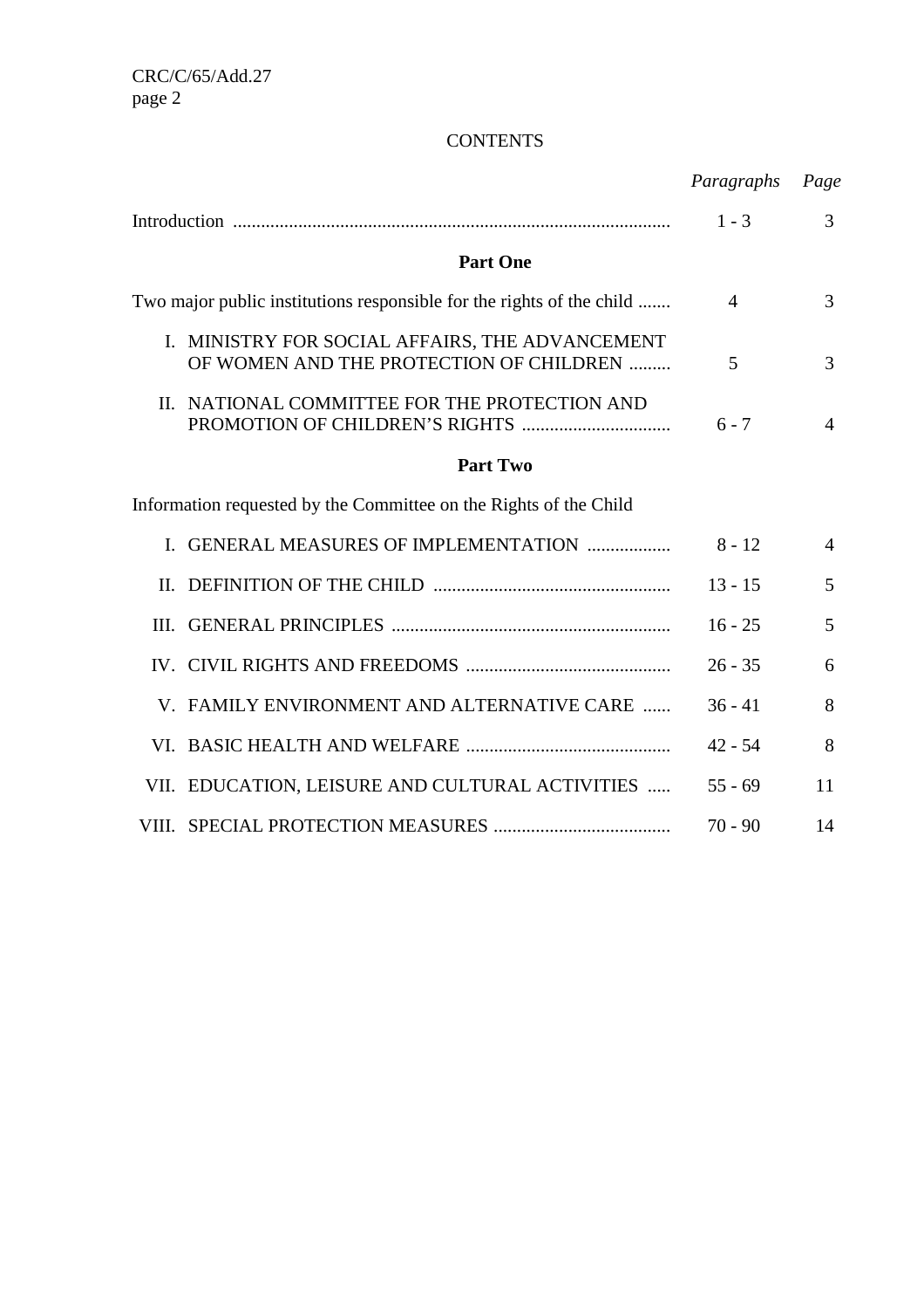## CONTENTS

| | *Paragraphs* | *Page* |
|---|---|---|
| Introduction | 1 - 3 | 3 |
| **Part One** | | |
| Two major public institutions responsible for the rights of the child | 4 | 3 |
| I. MINISTRY FOR SOCIAL AFFAIRS, THE ADVANCEMENT OF WOMEN AND THE PROTECTION OF CHILDREN | 5 | 3 |
| II. NATIONAL COMMITTEE FOR THE PROTECTION AND PROMOTION OF CHILDREN'S RIGHTS | 6 - 7 | 4 |
| **Part Two** | | |
| Information requested by the Committee on the Rights of the Child | | |
| I. GENERAL MEASURES OF IMPLEMENTATION | 8 - 12 | 4 |
| II. DEFINITION OF THE CHILD | 13 - 15 | 5 |
| III. GENERAL PRINCIPLES | 16 - 25 | 5 |
| IV. CIVIL RIGHTS AND FREEDOMS | 26 - 35 | 6 |
| V. FAMILY ENVIRONMENT AND ALTERNATIVE CARE | 36 - 41 | 8 |
| VI. BASIC HEALTH AND WELFARE | 42 - 54 | 8 |
| VII. EDUCATION, LEISURE AND CULTURAL ACTIVITIES | 55 - 69 | 11 |
| VIII. SPECIAL PROTECTION MEASURES | 70 - 90 | 14 |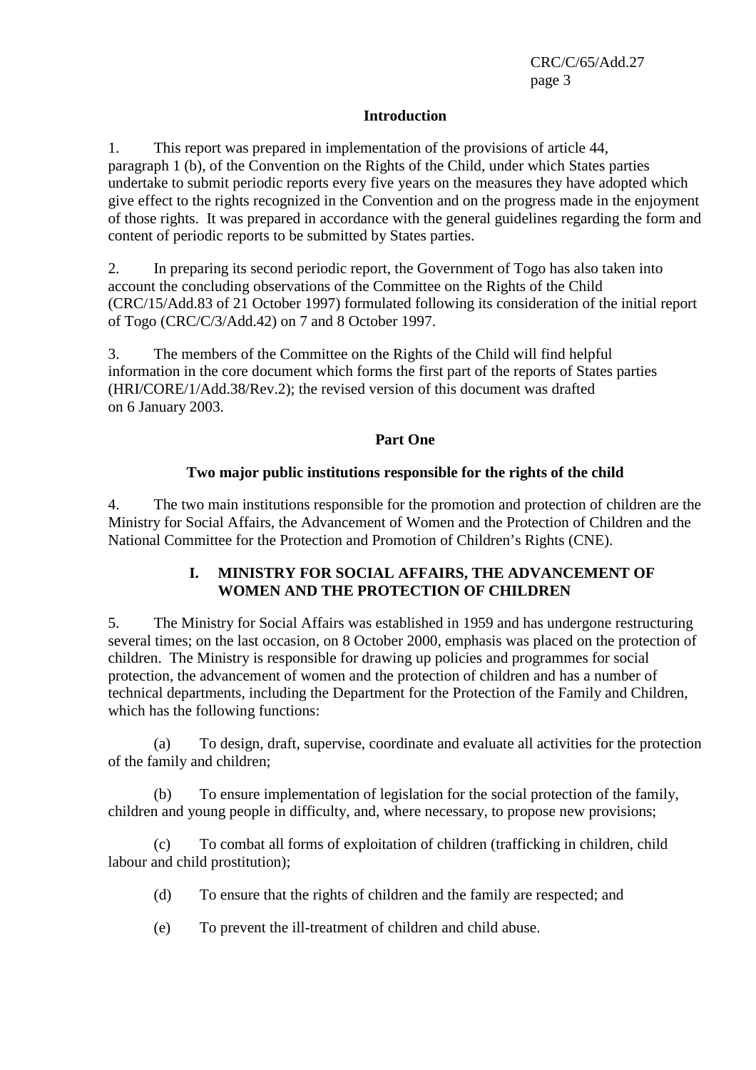## Introduction

1. This report was prepared in implementation of the provisions of article 44, paragraph 1 (b), of the Convention on the Rights of the Child, under which States parties undertake to submit periodic reports every five years on the measures they have adopted which give effect to the rights recognized in the Convention and on the progress made in the enjoyment of those rights. It was prepared in accordance with the general guidelines regarding the form and content of periodic reports to be submitted by States parties.

2. In preparing its second periodic report, the Government of Togo has also taken into account the concluding observations of the Committee on the Rights of the Child (CRC/15/Add.83 of 21 October 1997) formulated following its consideration of the initial report of Togo (CRC/C/3/Add.42) on 7 and 8 October 1997.

3. The members of the Committee on the Rights of the Child will find helpful information in the core document which forms the first part of the reports of States parties (HRI/CORE/1/Add.38/Rev.2); the revised version of this document was drafted on 6 January 2003.

# Part One

## Two major public institutions responsible for the rights of the child

4. The two main institutions responsible for the promotion and protection of children are the Ministry for Social Affairs, the Advancement of Women and the Protection of Children and the National Committee for the Protection and Promotion of Children's Rights (CNE).

### I. MINISTRY FOR SOCIAL AFFAIRS, THE ADVANCEMENT OF WOMEN AND THE PROTECTION OF CHILDREN

5. The Ministry for Social Affairs was established in 1959 and has undergone restructuring several times; on the last occasion, on 8 October 2000, emphasis was placed on the protection of children. The Ministry is responsible for drawing up policies and programmes for social protection, the advancement of women and the protection of children and has a number of technical departments, including the Department for the Protection of the Family and Children, which has the following functions:

(a) To design, draft, supervise, coordinate and evaluate all activities for the protection of the family and children;

(b) To ensure implementation of legislation for the social protection of the family, children and young people in difficulty, and, where necessary, to propose new provisions;

(c) To combat all forms of exploitation of children (trafficking in children, child labour and child prostitution);

(d) To ensure that the rights of children and the family are respected; and

(e) To prevent the ill-treatment of children and child abuse.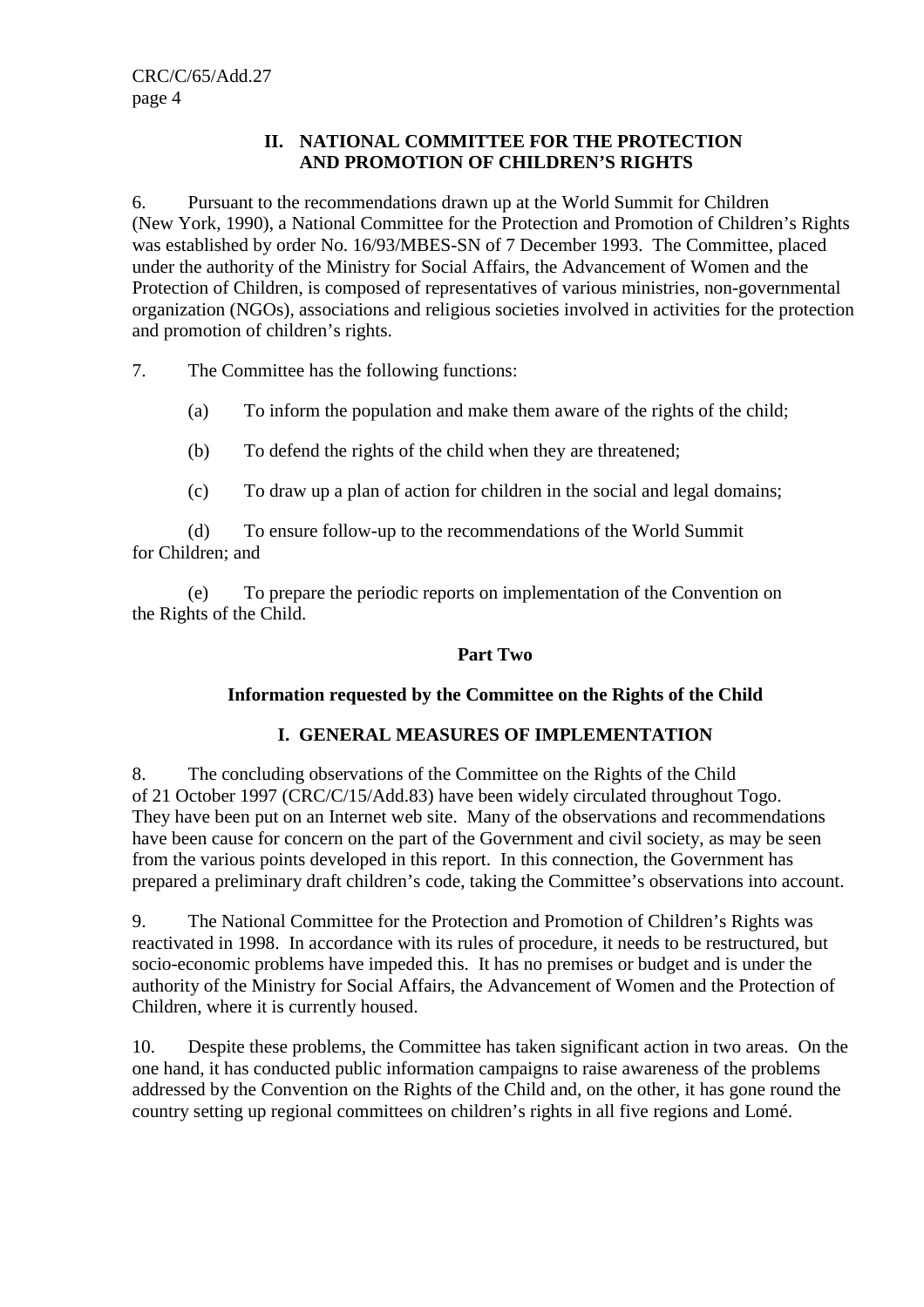## II. NATIONAL COMMITTEE FOR THE PROTECTION AND PROMOTION OF CHILDREN'S RIGHTS

6. Pursuant to the recommendations drawn up at the World Summit for Children (New York, 1990), a National Committee for the Protection and Promotion of Children's Rights was established by order No. 16/93/MBES-SN of 7 December 1993. The Committee, placed under the authority of the Ministry for Social Affairs, the Advancement of Women and the Protection of Children, is composed of representatives of various ministries, non-governmental organization (NGOs), associations and religious societies involved in activities for the protection and promotion of children's rights.

7. The Committee has the following functions:

(a) To inform the population and make them aware of the rights of the child;

(b) To defend the rights of the child when they are threatened;

(c) To draw up a plan of action for children in the social and legal domains;

(d) To ensure follow-up to the recommendations of the World Summit for Children; and

(e) To prepare the periodic reports on implementation of the Convention on the Rights of the Child.

# Part Two

## Information requested by the Committee on the Rights of the Child

## I. GENERAL MEASURES OF IMPLEMENTATION

8. The concluding observations of the Committee on the Rights of the Child of 21 October 1997 (CRC/C/15/Add.83) have been widely circulated throughout Togo. They have been put on an Internet web site. Many of the observations and recommendations have been cause for concern on the part of the Government and civil society, as may be seen from the various points developed in this report. In this connection, the Government has prepared a preliminary draft children's code, taking the Committee's observations into account.

9. The National Committee for the Protection and Promotion of Children's Rights was reactivated in 1998. In accordance with its rules of procedure, it needs to be restructured, but socio-economic problems have impeded this. It has no premises or budget and is under the authority of the Ministry for Social Affairs, the Advancement of Women and the Protection of Children, where it is currently housed.

10. Despite these problems, the Committee has taken significant action in two areas. On the one hand, it has conducted public information campaigns to raise awareness of the problems addressed by the Convention on the Rights of the Child and, on the other, it has gone round the country setting up regional committees on children's rights in all five regions and Lomé.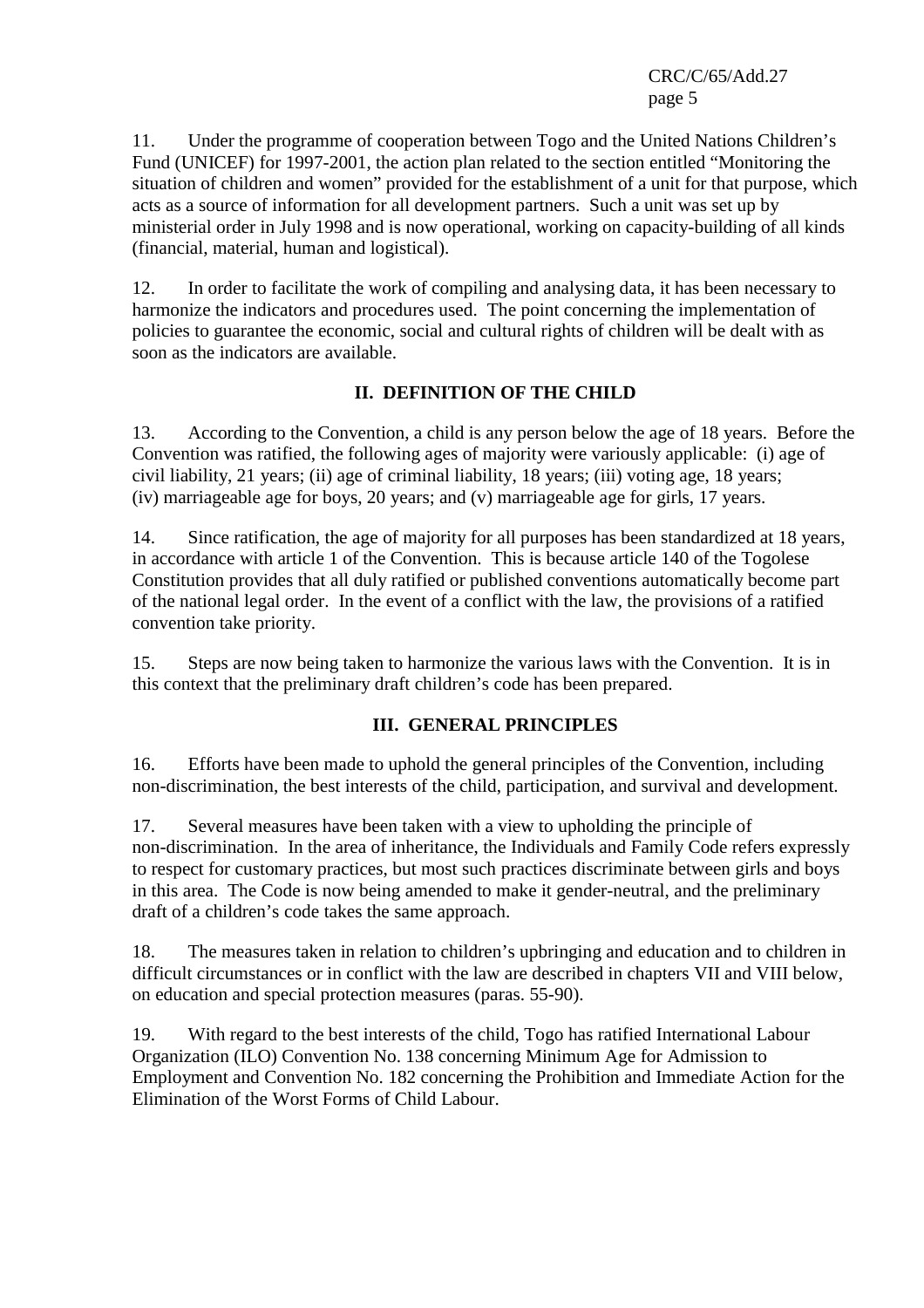11. Under the programme of cooperation between Togo and the United Nations Children's Fund (UNICEF) for 1997-2001, the action plan related to the section entitled "Monitoring the situation of children and women" provided for the establishment of a unit for that purpose, which acts as a source of information for all development partners. Such a unit was set up by ministerial order in July 1998 and is now operational, working on capacity-building of all kinds (financial, material, human and logistical).

12. In order to facilitate the work of compiling and analysing data, it has been necessary to harmonize the indicators and procedures used. The point concerning the implementation of policies to guarantee the economic, social and cultural rights of children will be dealt with as soon as the indicators are available.

## II. DEFINITION OF THE CHILD

13. According to the Convention, a child is any person below the age of 18 years. Before the Convention was ratified, the following ages of majority were variously applicable: (i) age of civil liability, 21 years; (ii) age of criminal liability, 18 years; (iii) voting age, 18 years; (iv) marriageable age for boys, 20 years; and (v) marriageable age for girls, 17 years.

14. Since ratification, the age of majority for all purposes has been standardized at 18 years, in accordance with article 1 of the Convention. This is because article 140 of the Togolese Constitution provides that all duly ratified or published conventions automatically become part of the national legal order. In the event of a conflict with the law, the provisions of a ratified convention take priority.

15. Steps are now being taken to harmonize the various laws with the Convention. It is in this context that the preliminary draft children's code has been prepared.

## III. GENERAL PRINCIPLES

16. Efforts have been made to uphold the general principles of the Convention, including non-discrimination, the best interests of the child, participation, and survival and development.

17. Several measures have been taken with a view to upholding the principle of non-discrimination. In the area of inheritance, the Individuals and Family Code refers expressly to respect for customary practices, but most such practices discriminate between girls and boys in this area. The Code is now being amended to make it gender-neutral, and the preliminary draft of a children's code takes the same approach.

18. The measures taken in relation to children's upbringing and education and to children in difficult circumstances or in conflict with the law are described in chapters VII and VIII below, on education and special protection measures (paras. 55-90).

19. With regard to the best interests of the child, Togo has ratified International Labour Organization (ILO) Convention No. 138 concerning Minimum Age for Admission to Employment and Convention No. 182 concerning the Prohibition and Immediate Action for the Elimination of the Worst Forms of Child Labour.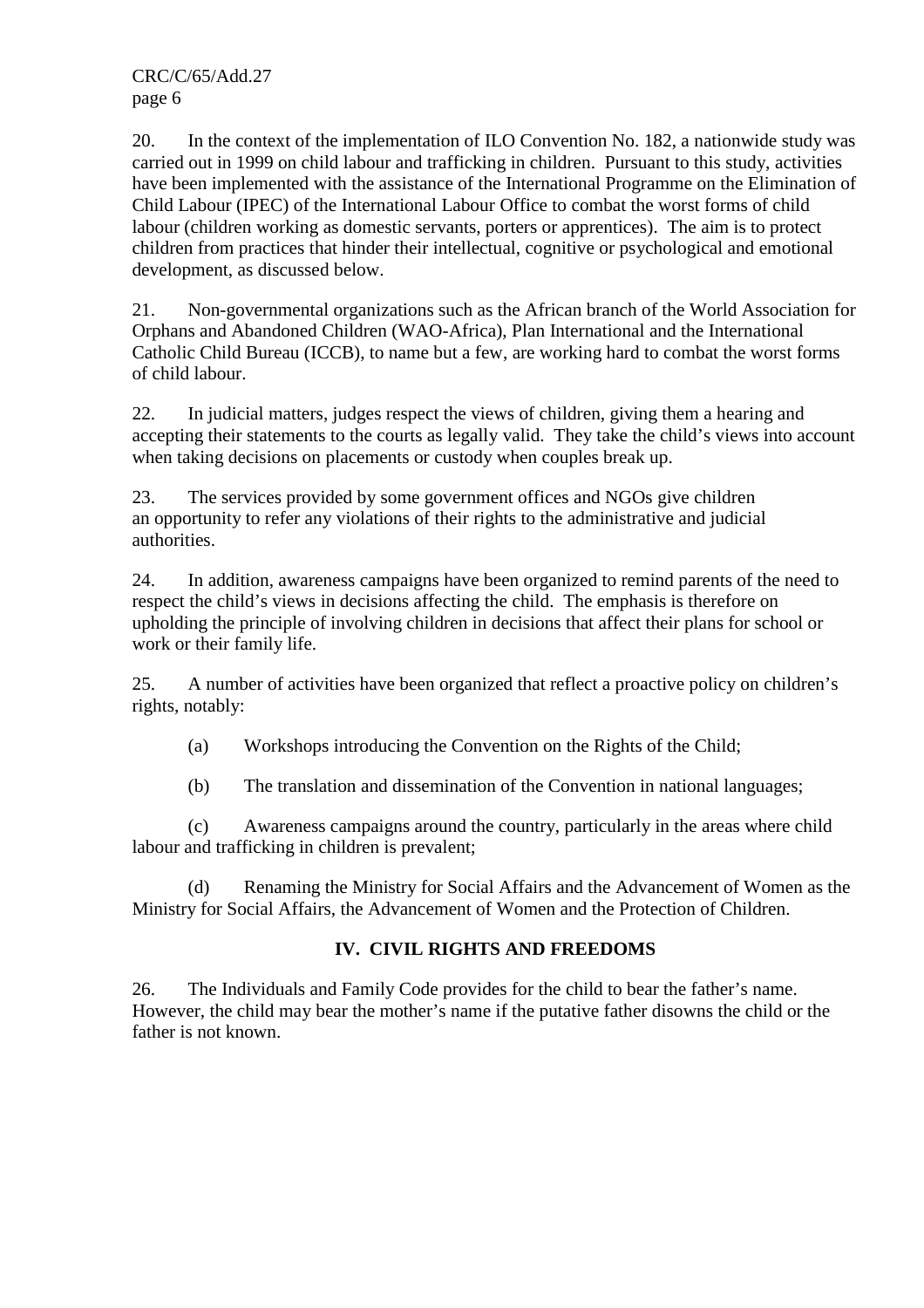20. In the context of the implementation of ILO Convention No. 182, a nationwide study was carried out in 1999 on child labour and trafficking in children. Pursuant to this study, activities have been implemented with the assistance of the International Programme on the Elimination of Child Labour (IPEC) of the International Labour Office to combat the worst forms of child labour (children working as domestic servants, porters or apprentices). The aim is to protect children from practices that hinder their intellectual, cognitive or psychological and emotional development, as discussed below.

21. Non-governmental organizations such as the African branch of the World Association for Orphans and Abandoned Children (WAO-Africa), Plan International and the International Catholic Child Bureau (ICCB), to name but a few, are working hard to combat the worst forms of child labour.

22. In judicial matters, judges respect the views of children, giving them a hearing and accepting their statements to the courts as legally valid. They take the child's views into account when taking decisions on placements or custody when couples break up.

23. The services provided by some government offices and NGOs give children an opportunity to refer any violations of their rights to the administrative and judicial authorities.

24. In addition, awareness campaigns have been organized to remind parents of the need to respect the child's views in decisions affecting the child. The emphasis is therefore on upholding the principle of involving children in decisions that affect their plans for school or work or their family life.

25. A number of activities have been organized that reflect a proactive policy on children's rights, notably:

(a) Workshops introducing the Convention on the Rights of the Child;

(b) The translation and dissemination of the Convention in national languages;

(c) Awareness campaigns around the country, particularly in the areas where child labour and trafficking in children is prevalent;

(d) Renaming the Ministry for Social Affairs and the Advancement of Women as the Ministry for Social Affairs, the Advancement of Women and the Protection of Children.

## IV. CIVIL RIGHTS AND FREEDOMS

26. The Individuals and Family Code provides for the child to bear the father's name. However, the child may bear the mother's name if the putative father disowns the child or the father is not known.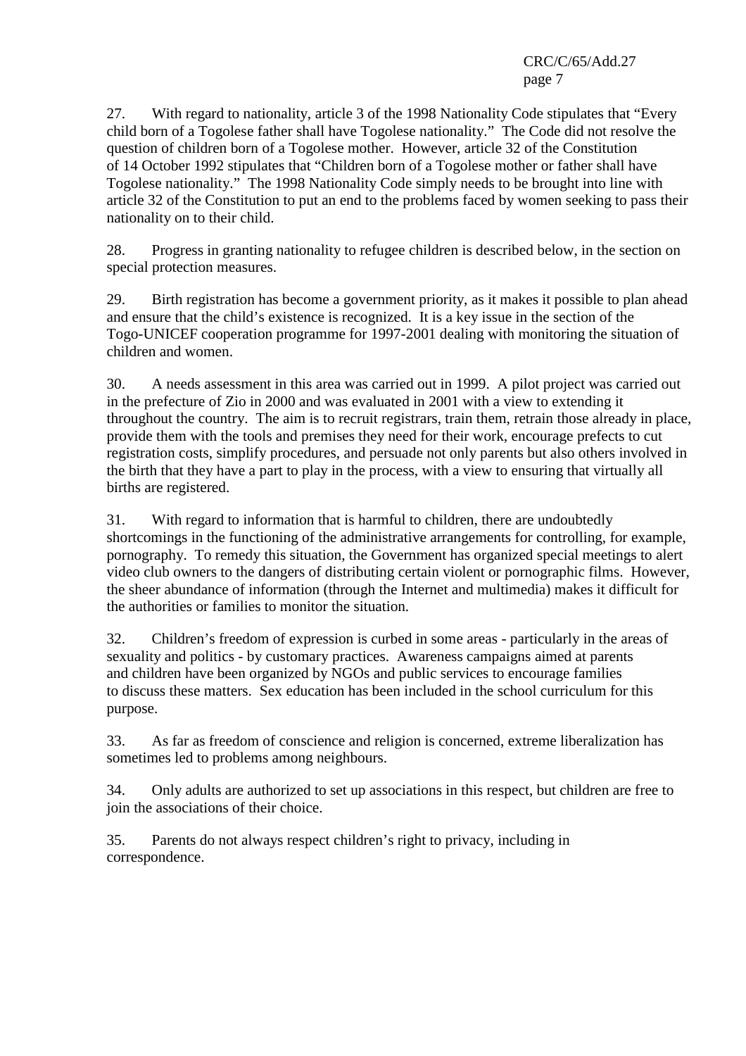27. With regard to nationality, article 3 of the 1998 Nationality Code stipulates that "Every child born of a Togolese father shall have Togolese nationality." The Code did not resolve the question of children born of a Togolese mother. However, article 32 of the Constitution of 14 October 1992 stipulates that "Children born of a Togolese mother or father shall have Togolese nationality." The 1998 Nationality Code simply needs to be brought into line with article 32 of the Constitution to put an end to the problems faced by women seeking to pass their nationality on to their child.

28. Progress in granting nationality to refugee children is described below, in the section on special protection measures.

29. Birth registration has become a government priority, as it makes it possible to plan ahead and ensure that the child's existence is recognized. It is a key issue in the section of the Togo-UNICEF cooperation programme for 1997-2001 dealing with monitoring the situation of children and women.

30. A needs assessment in this area was carried out in 1999. A pilot project was carried out in the prefecture of Zio in 2000 and was evaluated in 2001 with a view to extending it throughout the country. The aim is to recruit registrars, train them, retrain those already in place, provide them with the tools and premises they need for their work, encourage prefects to cut registration costs, simplify procedures, and persuade not only parents but also others involved in the birth that they have a part to play in the process, with a view to ensuring that virtually all births are registered.

31. With regard to information that is harmful to children, there are undoubtedly shortcomings in the functioning of the administrative arrangements for controlling, for example, pornography. To remedy this situation, the Government has organized special meetings to alert video club owners to the dangers of distributing certain violent or pornographic films. However, the sheer abundance of information (through the Internet and multimedia) makes it difficult for the authorities or families to monitor the situation.

32. Children's freedom of expression is curbed in some areas - particularly in the areas of sexuality and politics - by customary practices. Awareness campaigns aimed at parents and children have been organized by NGOs and public services to encourage families to discuss these matters. Sex education has been included in the school curriculum for this purpose.

33. As far as freedom of conscience and religion is concerned, extreme liberalization has sometimes led to problems among neighbours.

34. Only adults are authorized to set up associations in this respect, but children are free to join the associations of their choice.

35. Parents do not always respect children's right to privacy, including in correspondence.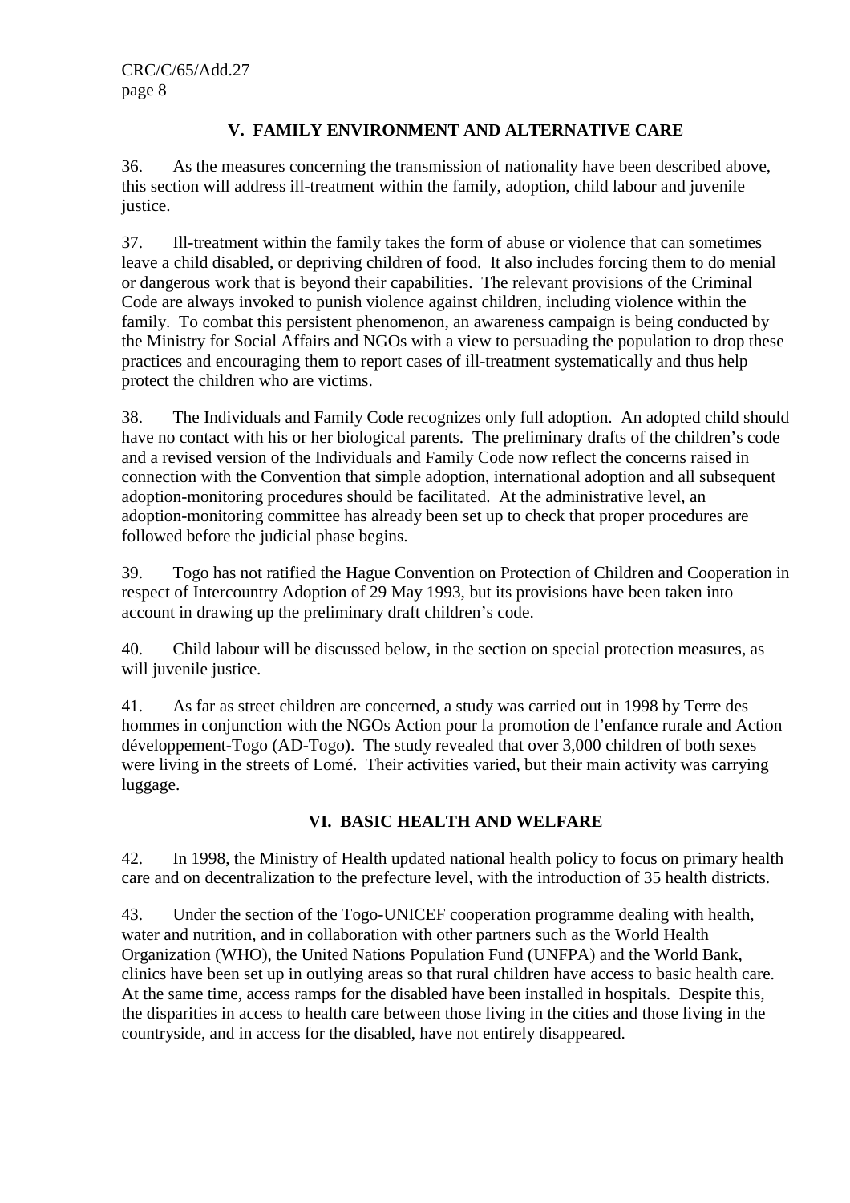## V. FAMILY ENVIRONMENT AND ALTERNATIVE CARE

36. As the measures concerning the transmission of nationality have been described above, this section will address ill-treatment within the family, adoption, child labour and juvenile justice.

37. Ill-treatment within the family takes the form of abuse or violence that can sometimes leave a child disabled, or depriving children of food. It also includes forcing them to do menial or dangerous work that is beyond their capabilities. The relevant provisions of the Criminal Code are always invoked to punish violence against children, including violence within the family. To combat this persistent phenomenon, an awareness campaign is being conducted by the Ministry for Social Affairs and NGOs with a view to persuading the population to drop these practices and encouraging them to report cases of ill-treatment systematically and thus help protect the children who are victims.

38. The Individuals and Family Code recognizes only full adoption. An adopted child should have no contact with his or her biological parents. The preliminary drafts of the children's code and a revised version of the Individuals and Family Code now reflect the concerns raised in connection with the Convention that simple adoption, international adoption and all subsequent adoption-monitoring procedures should be facilitated. At the administrative level, an adoption-monitoring committee has already been set up to check that proper procedures are followed before the judicial phase begins.

39. Togo has not ratified the Hague Convention on Protection of Children and Cooperation in respect of Intercountry Adoption of 29 May 1993, but its provisions have been taken into account in drawing up the preliminary draft children's code.

40. Child labour will be discussed below, in the section on special protection measures, as will juvenile justice.

41. As far as street children are concerned, a study was carried out in 1998 by Terre des hommes in conjunction with the NGOs Action pour la promotion de l'enfance rurale and Action développement-Togo (AD-Togo). The study revealed that over 3,000 children of both sexes were living in the streets of Lomé. Their activities varied, but their main activity was carrying luggage.

## VI. BASIC HEALTH AND WELFARE

42. In 1998, the Ministry of Health updated national health policy to focus on primary health care and on decentralization to the prefecture level, with the introduction of 35 health districts.

43. Under the section of the Togo-UNICEF cooperation programme dealing with health, water and nutrition, and in collaboration with other partners such as the World Health Organization (WHO), the United Nations Population Fund (UNFPA) and the World Bank, clinics have been set up in outlying areas so that rural children have access to basic health care. At the same time, access ramps for the disabled have been installed in hospitals. Despite this, the disparities in access to health care between those living in the cities and those living in the countryside, and in access for the disabled, have not entirely disappeared.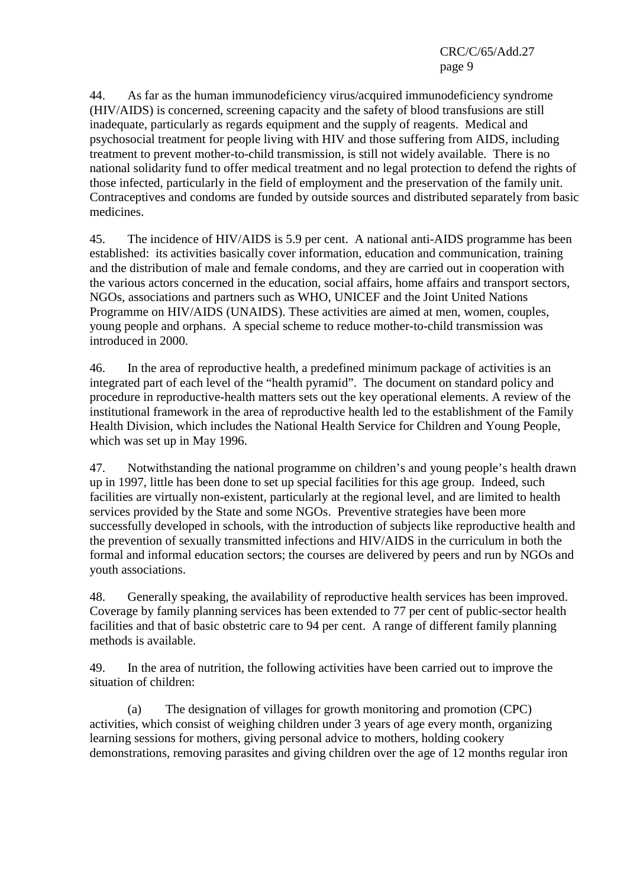44. As far as the human immunodeficiency virus/acquired immunodeficiency syndrome (HIV/AIDS) is concerned, screening capacity and the safety of blood transfusions are still inadequate, particularly as regards equipment and the supply of reagents. Medical and psychosocial treatment for people living with HIV and those suffering from AIDS, including treatment to prevent mother-to-child transmission, is still not widely available. There is no national solidarity fund to offer medical treatment and no legal protection to defend the rights of those infected, particularly in the field of employment and the preservation of the family unit. Contraceptives and condoms are funded by outside sources and distributed separately from basic medicines.

45. The incidence of HIV/AIDS is 5.9 per cent. A national anti-AIDS programme has been established: its activities basically cover information, education and communication, training and the distribution of male and female condoms, and they are carried out in cooperation with the various actors concerned in the education, social affairs, home affairs and transport sectors, NGOs, associations and partners such as WHO, UNICEF and the Joint United Nations Programme on HIV/AIDS (UNAIDS). These activities are aimed at men, women, couples, young people and orphans. A special scheme to reduce mother-to-child transmission was introduced in 2000.

46. In the area of reproductive health, a predefined minimum package of activities is an integrated part of each level of the "health pyramid". The document on standard policy and procedure in reproductive-health matters sets out the key operational elements. A review of the institutional framework in the area of reproductive health led to the establishment of the Family Health Division, which includes the National Health Service for Children and Young People, which was set up in May 1996.

47. Notwithstanding the national programme on children's and young people's health drawn up in 1997, little has been done to set up special facilities for this age group. Indeed, such facilities are virtually non-existent, particularly at the regional level, and are limited to health services provided by the State and some NGOs. Preventive strategies have been more successfully developed in schools, with the introduction of subjects like reproductive health and the prevention of sexually transmitted infections and HIV/AIDS in the curriculum in both the formal and informal education sectors; the courses are delivered by peers and run by NGOs and youth associations.

48. Generally speaking, the availability of reproductive health services has been improved. Coverage by family planning services has been extended to 77 per cent of public-sector health facilities and that of basic obstetric care to 94 per cent. A range of different family planning methods is available.

49. In the area of nutrition, the following activities have been carried out to improve the situation of children:

(a) The designation of villages for growth monitoring and promotion (CPC) activities, which consist of weighing children under 3 years of age every month, organizing learning sessions for mothers, giving personal advice to mothers, holding cookery demonstrations, removing parasites and giving children over the age of 12 months regular iron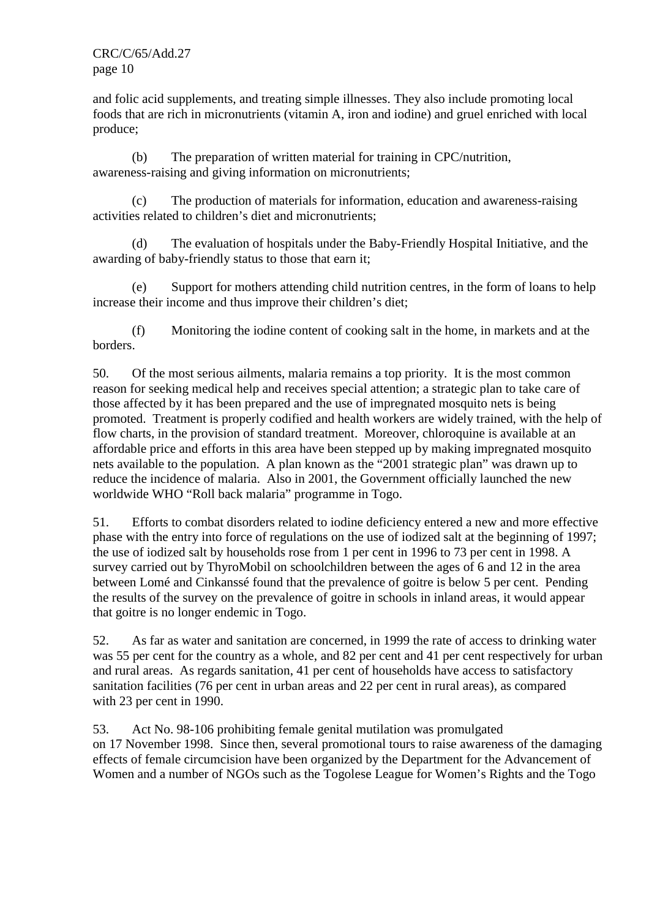and folic acid supplements, and treating simple illnesses. They also include promoting local foods that are rich in micronutrients (vitamin A, iron and iodine) and gruel enriched with local produce;

(b) The preparation of written material for training in CPC/nutrition, awareness-raising and giving information on micronutrients;

(c) The production of materials for information, education and awareness-raising activities related to children's diet and micronutrients;

(d) The evaluation of hospitals under the Baby-Friendly Hospital Initiative, and the awarding of baby-friendly status to those that earn it;

(e) Support for mothers attending child nutrition centres, in the form of loans to help increase their income and thus improve their children's diet;

(f) Monitoring the iodine content of cooking salt in the home, in markets and at the borders.

50. Of the most serious ailments, malaria remains a top priority. It is the most common reason for seeking medical help and receives special attention; a strategic plan to take care of those affected by it has been prepared and the use of impregnated mosquito nets is being promoted. Treatment is properly codified and health workers are widely trained, with the help of flow charts, in the provision of standard treatment. Moreover, chloroquine is available at an affordable price and efforts in this area have been stepped up by making impregnated mosquito nets available to the population. A plan known as the "2001 strategic plan" was drawn up to reduce the incidence of malaria. Also in 2001, the Government officially launched the new worldwide WHO "Roll back malaria" programme in Togo.

51. Efforts to combat disorders related to iodine deficiency entered a new and more effective phase with the entry into force of regulations on the use of iodized salt at the beginning of 1997; the use of iodized salt by households rose from 1 per cent in 1996 to 73 per cent in 1998. A survey carried out by ThyroMobil on schoolchildren between the ages of 6 and 12 in the area between Lomé and Cinkanssé found that the prevalence of goitre is below 5 per cent. Pending the results of the survey on the prevalence of goitre in schools in inland areas, it would appear that goitre is no longer endemic in Togo.

52. As far as water and sanitation are concerned, in 1999 the rate of access to drinking water was 55 per cent for the country as a whole, and 82 per cent and 41 per cent respectively for urban and rural areas. As regards sanitation, 41 per cent of households have access to satisfactory sanitation facilities (76 per cent in urban areas and 22 per cent in rural areas), as compared with 23 per cent in 1990.

53. Act No. 98-106 prohibiting female genital mutilation was promulgated on 17 November 1998. Since then, several promotional tours to raise awareness of the damaging effects of female circumcision have been organized by the Department for the Advancement of Women and a number of NGOs such as the Togolese League for Women's Rights and the Togo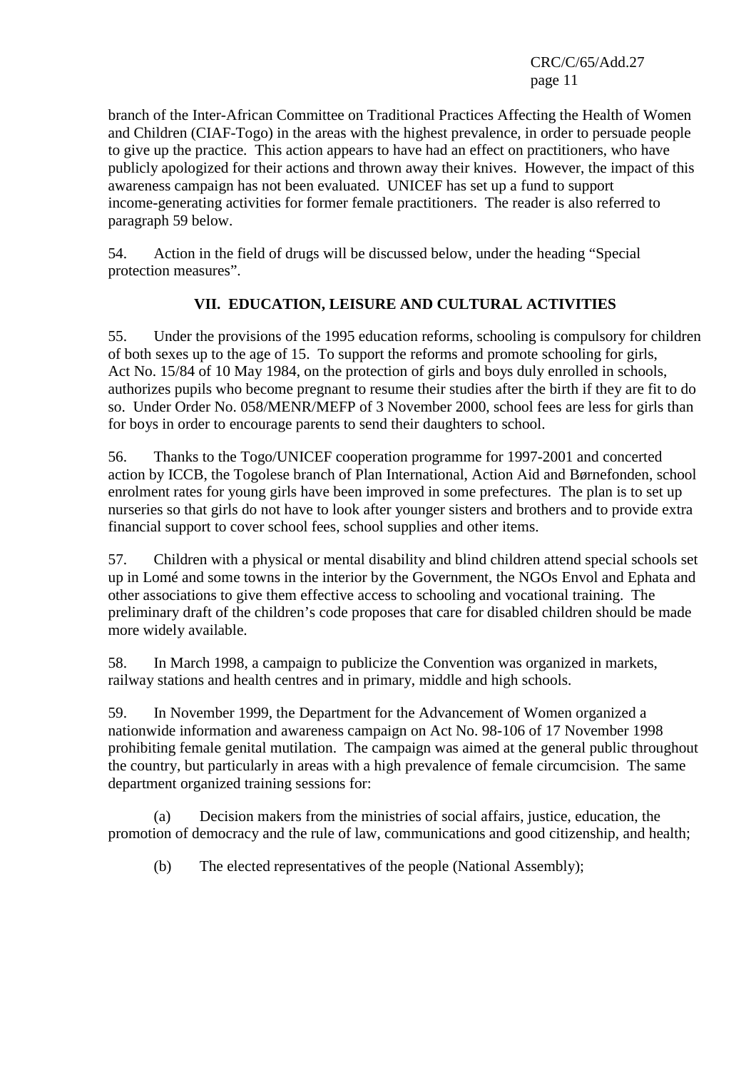branch of the Inter-African Committee on Traditional Practices Affecting the Health of Women and Children (CIAF-Togo) in the areas with the highest prevalence, in order to persuade people to give up the practice. This action appears to have had an effect on practitioners, who have publicly apologized for their actions and thrown away their knives. However, the impact of this awareness campaign has not been evaluated. UNICEF has set up a fund to support income-generating activities for former female practitioners. The reader is also referred to paragraph 59 below.

54. Action in the field of drugs will be discussed below, under the heading “Special protection measures”.

## VII. EDUCATION, LEISURE AND CULTURAL ACTIVITIES

55. Under the provisions of the 1995 education reforms, schooling is compulsory for children of both sexes up to the age of 15. To support the reforms and promote schooling for girls, Act No. 15/84 of 10 May 1984, on the protection of girls and boys duly enrolled in schools, authorizes pupils who become pregnant to resume their studies after the birth if they are fit to do so. Under Order No. 058/MENR/MEFP of 3 November 2000, school fees are less for girls than for boys in order to encourage parents to send their daughters to school.

56. Thanks to the Togo/UNICEF cooperation programme for 1997-2001 and concerted action by ICCB, the Togolese branch of Plan International, Action Aid and Børnefonden, school enrolment rates for young girls have been improved in some prefectures. The plan is to set up nurseries so that girls do not have to look after younger sisters and brothers and to provide extra financial support to cover school fees, school supplies and other items.

57. Children with a physical or mental disability and blind children attend special schools set up in Lomé and some towns in the interior by the Government, the NGOs Envol and Ephata and other associations to give them effective access to schooling and vocational training. The preliminary draft of the children’s code proposes that care for disabled children should be made more widely available.

58. In March 1998, a campaign to publicize the Convention was organized in markets, railway stations and health centres and in primary, middle and high schools.

59. In November 1999, the Department for the Advancement of Women organized a nationwide information and awareness campaign on Act No. 98-106 of 17 November 1998 prohibiting female genital mutilation. The campaign was aimed at the general public throughout the country, but particularly in areas with a high prevalence of female circumcision. The same department organized training sessions for:

(a) Decision makers from the ministries of social affairs, justice, education, the promotion of democracy and the rule of law, communications and good citizenship, and health;

(b) The elected representatives of the people (National Assembly);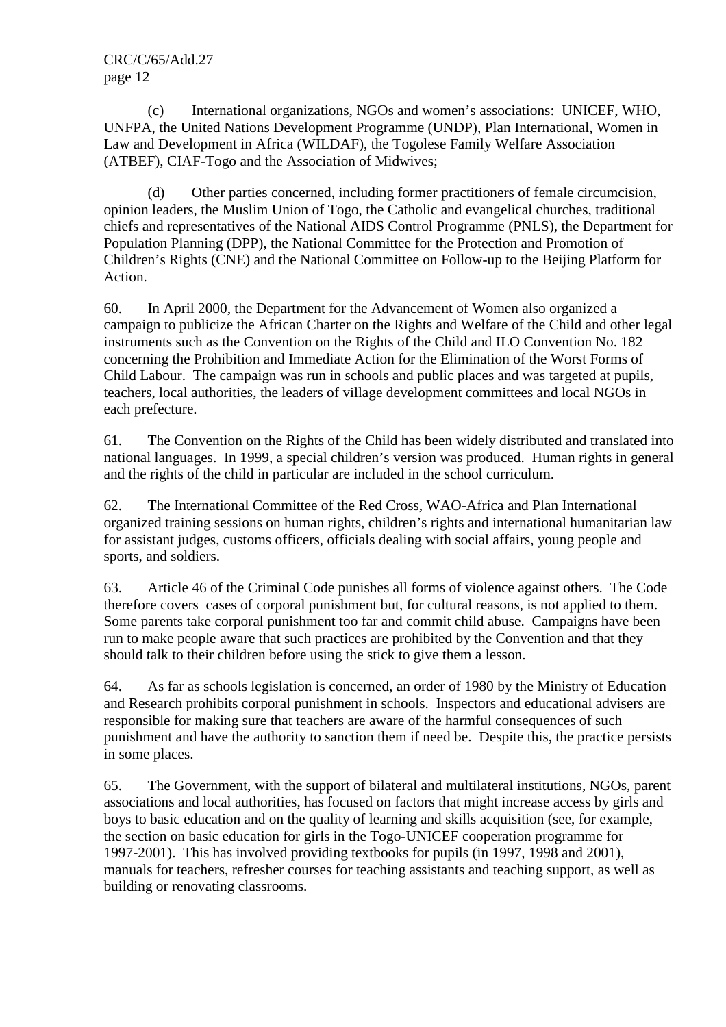(c) International organizations, NGOs and women's associations: UNICEF, WHO, UNFPA, the United Nations Development Programme (UNDP), Plan International, Women in Law and Development in Africa (WILDAF), the Togolese Family Welfare Association (ATBEF), CIAF-Togo and the Association of Midwives;

(d) Other parties concerned, including former practitioners of female circumcision, opinion leaders, the Muslim Union of Togo, the Catholic and evangelical churches, traditional chiefs and representatives of the National AIDS Control Programme (PNLS), the Department for Population Planning (DPP), the National Committee for the Protection and Promotion of Children's Rights (CNE) and the National Committee on Follow-up to the Beijing Platform for Action.

60. In April 2000, the Department for the Advancement of Women also organized a campaign to publicize the African Charter on the Rights and Welfare of the Child and other legal instruments such as the Convention on the Rights of the Child and ILO Convention No. 182 concerning the Prohibition and Immediate Action for the Elimination of the Worst Forms of Child Labour. The campaign was run in schools and public places and was targeted at pupils, teachers, local authorities, the leaders of village development committees and local NGOs in each prefecture.

61. The Convention on the Rights of the Child has been widely distributed and translated into national languages. In 1999, a special children's version was produced. Human rights in general and the rights of the child in particular are included in the school curriculum.

62. The International Committee of the Red Cross, WAO-Africa and Plan International organized training sessions on human rights, children's rights and international humanitarian law for assistant judges, customs officers, officials dealing with social affairs, young people and sports, and soldiers.

63. Article 46 of the Criminal Code punishes all forms of violence against others. The Code therefore covers cases of corporal punishment but, for cultural reasons, is not applied to them. Some parents take corporal punishment too far and commit child abuse. Campaigns have been run to make people aware that such practices are prohibited by the Convention and that they should talk to their children before using the stick to give them a lesson.

64. As far as schools legislation is concerned, an order of 1980 by the Ministry of Education and Research prohibits corporal punishment in schools. Inspectors and educational advisers are responsible for making sure that teachers are aware of the harmful consequences of such punishment and have the authority to sanction them if need be. Despite this, the practice persists in some places.

65. The Government, with the support of bilateral and multilateral institutions, NGOs, parent associations and local authorities, has focused on factors that might increase access by girls and boys to basic education and on the quality of learning and skills acquisition (see, for example, the section on basic education for girls in the Togo-UNICEF cooperation programme for 1997-2001). This has involved providing textbooks for pupils (in 1997, 1998 and 2001), manuals for teachers, refresher courses for teaching assistants and teaching support, as well as building or renovating classrooms.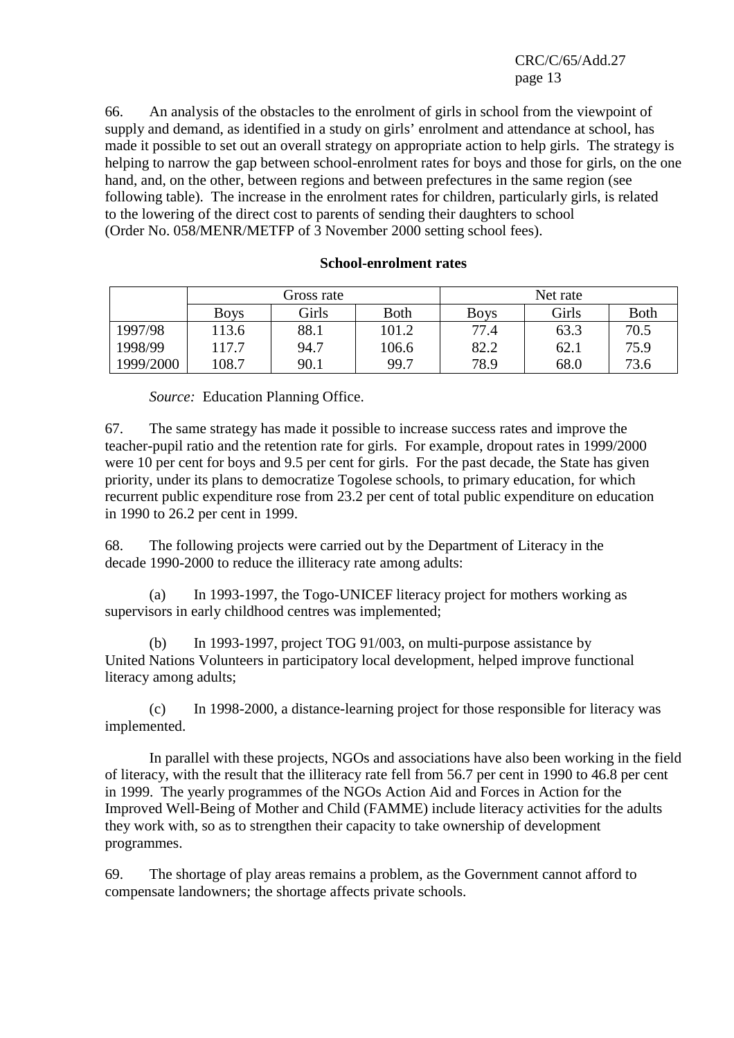66. An analysis of the obstacles to the enrolment of girls in school from the viewpoint of supply and demand, as identified in a study on girls' enrolment and attendance at school, has made it possible to set out an overall strategy on appropriate action to help girls. The strategy is helping to narrow the gap between school-enrolment rates for boys and those for girls, on the one hand, and, on the other, between regions and between prefectures in the same region (see following table). The increase in the enrolment rates for children, particularly girls, is related to the lowering of the direct cost to parents of sending their daughters to school (Order No. 058/MENR/METFP of 3 November 2000 setting school fees).

**School-enrolment rates**

| | Gross rate | | | Net rate | | |
|---|---|---|---|---|---|---|
| | Boys | Girls | Both | Boys | Girls | Both |
| 1997/98 | 113.6 | 88.1 | 101.2 | 77.4 | 63.3 | 70.5 |
| 1998/99 | 117.7 | 94.7 | 106.6 | 82.2 | 62.1 | 75.9 |
| 1999/2000 | 108.7 | 90.1 | 99.7 | 78.9 | 68.0 | 73.6 |

*Source:* Education Planning Office.

67. The same strategy has made it possible to increase success rates and improve the teacher-pupil ratio and the retention rate for girls. For example, dropout rates in 1999/2000 were 10 per cent for boys and 9.5 per cent for girls. For the past decade, the State has given priority, under its plans to democratize Togolese schools, to primary education, for which recurrent public expenditure rose from 23.2 per cent of total public expenditure on education in 1990 to 26.2 per cent in 1999.

68. The following projects were carried out by the Department of Literacy in the decade 1990-2000 to reduce the illiteracy rate among adults:

(a) In 1993-1997, the Togo-UNICEF literacy project for mothers working as supervisors in early childhood centres was implemented;

(b) In 1993-1997, project TOG 91/003, on multi-purpose assistance by United Nations Volunteers in participatory local development, helped improve functional literacy among adults;

(c) In 1998-2000, a distance-learning project for those responsible for literacy was implemented.

In parallel with these projects, NGOs and associations have also been working in the field of literacy, with the result that the illiteracy rate fell from 56.7 per cent in 1990 to 46.8 per cent in 1999. The yearly programmes of the NGOs Action Aid and Forces in Action for the Improved Well-Being of Mother and Child (FAMME) include literacy activities for the adults they work with, so as to strengthen their capacity to take ownership of development programmes.

69. The shortage of play areas remains a problem, as the Government cannot afford to compensate landowners; the shortage affects private schools.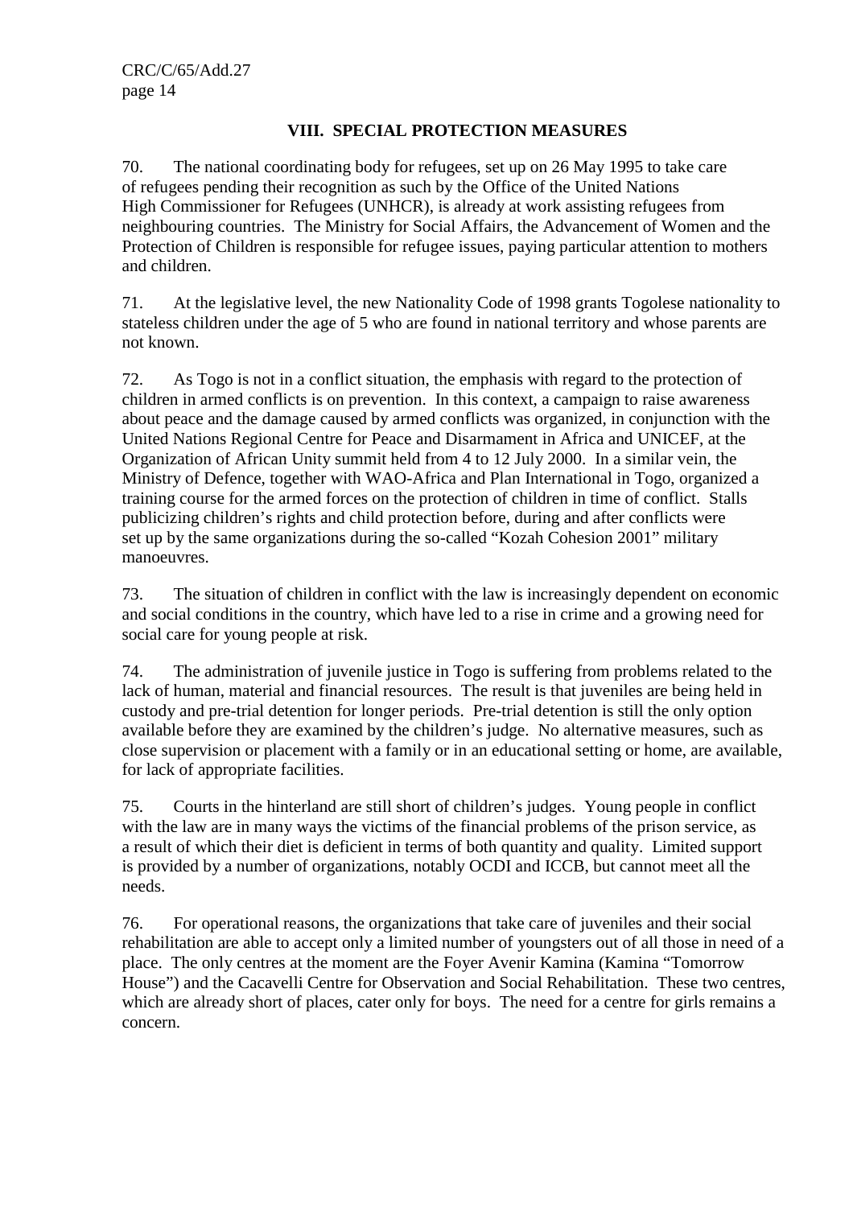## VIII. SPECIAL PROTECTION MEASURES

70. The national coordinating body for refugees, set up on 26 May 1995 to take care of refugees pending their recognition as such by the Office of the United Nations High Commissioner for Refugees (UNHCR), is already at work assisting refugees from neighbouring countries. The Ministry for Social Affairs, the Advancement of Women and the Protection of Children is responsible for refugee issues, paying particular attention to mothers and children.

71. At the legislative level, the new Nationality Code of 1998 grants Togolese nationality to stateless children under the age of 5 who are found in national territory and whose parents are not known.

72. As Togo is not in a conflict situation, the emphasis with regard to the protection of children in armed conflicts is on prevention. In this context, a campaign to raise awareness about peace and the damage caused by armed conflicts was organized, in conjunction with the United Nations Regional Centre for Peace and Disarmament in Africa and UNICEF, at the Organization of African Unity summit held from 4 to 12 July 2000. In a similar vein, the Ministry of Defence, together with WAO-Africa and Plan International in Togo, organized a training course for the armed forces on the protection of children in time of conflict. Stalls publicizing children's rights and child protection before, during and after conflicts were set up by the same organizations during the so-called "Kozah Cohesion 2001" military manoeuvres.

73. The situation of children in conflict with the law is increasingly dependent on economic and social conditions in the country, which have led to a rise in crime and a growing need for social care for young people at risk.

74. The administration of juvenile justice in Togo is suffering from problems related to the lack of human, material and financial resources. The result is that juveniles are being held in custody and pre-trial detention for longer periods. Pre-trial detention is still the only option available before they are examined by the children's judge. No alternative measures, such as close supervision or placement with a family or in an educational setting or home, are available, for lack of appropriate facilities.

75. Courts in the hinterland are still short of children's judges. Young people in conflict with the law are in many ways the victims of the financial problems of the prison service, as a result of which their diet is deficient in terms of both quantity and quality. Limited support is provided by a number of organizations, notably OCDI and ICCB, but cannot meet all the needs.

76. For operational reasons, the organizations that take care of juveniles and their social rehabilitation are able to accept only a limited number of youngsters out of all those in need of a place. The only centres at the moment are the Foyer Avenir Kamina (Kamina "Tomorrow House") and the Cacavelli Centre for Observation and Social Rehabilitation. These two centres, which are already short of places, cater only for boys. The need for a centre for girls remains a concern.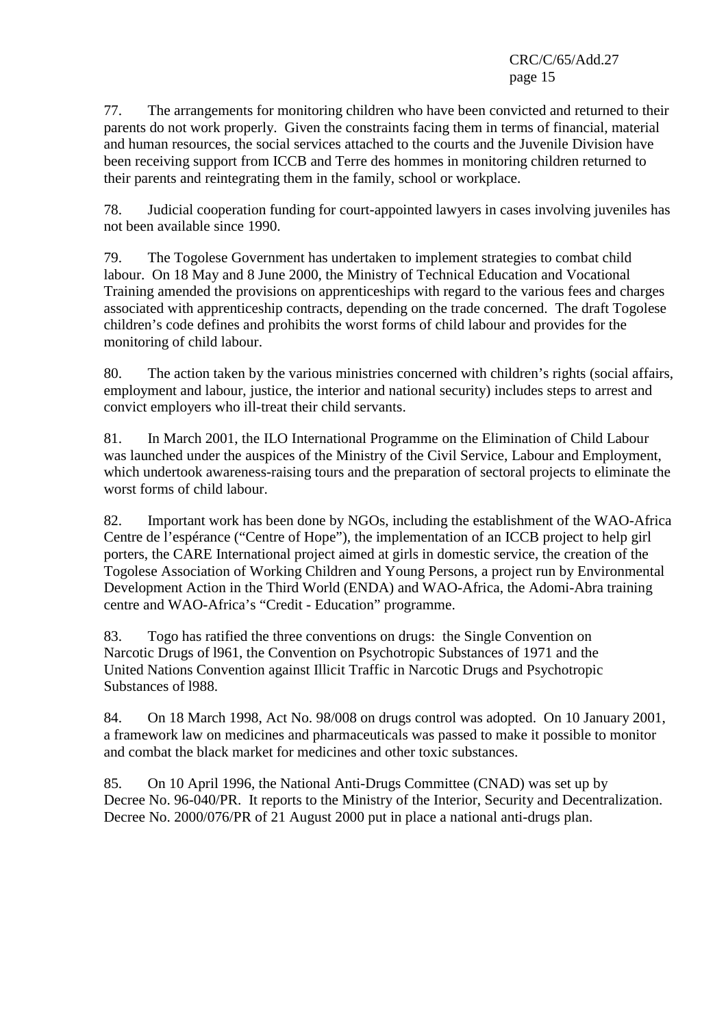77. The arrangements for monitoring children who have been convicted and returned to their parents do not work properly. Given the constraints facing them in terms of financial, material and human resources, the social services attached to the courts and the Juvenile Division have been receiving support from ICCB and Terre des hommes in monitoring children returned to their parents and reintegrating them in the family, school or workplace.

78. Judicial cooperation funding for court-appointed lawyers in cases involving juveniles has not been available since 1990.

79. The Togolese Government has undertaken to implement strategies to combat child labour. On 18 May and 8 June 2000, the Ministry of Technical Education and Vocational Training amended the provisions on apprenticeships with regard to the various fees and charges associated with apprenticeship contracts, depending on the trade concerned. The draft Togolese children's code defines and prohibits the worst forms of child labour and provides for the monitoring of child labour.

80. The action taken by the various ministries concerned with children's rights (social affairs, employment and labour, justice, the interior and national security) includes steps to arrest and convict employers who ill-treat their child servants.

81. In March 2001, the ILO International Programme on the Elimination of Child Labour was launched under the auspices of the Ministry of the Civil Service, Labour and Employment, which undertook awareness-raising tours and the preparation of sectoral projects to eliminate the worst forms of child labour.

82. Important work has been done by NGOs, including the establishment of the WAO-Africa Centre de l'espérance ("Centre of Hope"), the implementation of an ICCB project to help girl porters, the CARE International project aimed at girls in domestic service, the creation of the Togolese Association of Working Children and Young Persons, a project run by Environmental Development Action in the Third World (ENDA) and WAO-Africa, the Adomi-Abra training centre and WAO-Africa's "Credit - Education" programme.

83. Togo has ratified the three conventions on drugs: the Single Convention on Narcotic Drugs of l961, the Convention on Psychotropic Substances of 1971 and the United Nations Convention against Illicit Traffic in Narcotic Drugs and Psychotropic Substances of l988.

84. On 18 March 1998, Act No. 98/008 on drugs control was adopted. On 10 January 2001, a framework law on medicines and pharmaceuticals was passed to make it possible to monitor and combat the black market for medicines and other toxic substances.

85. On 10 April 1996, the National Anti-Drugs Committee (CNAD) was set up by Decree No. 96-040/PR. It reports to the Ministry of the Interior, Security and Decentralization. Decree No. 2000/076/PR of 21 August 2000 put in place a national anti-drugs plan.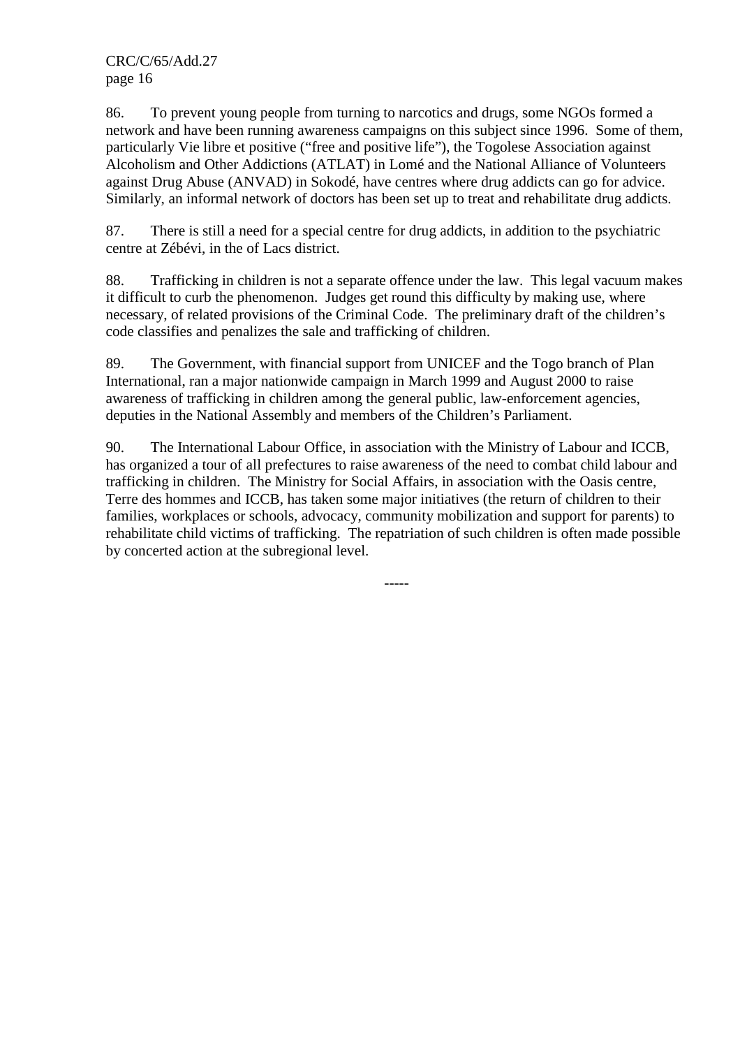86. To prevent young people from turning to narcotics and drugs, some NGOs formed a network and have been running awareness campaigns on this subject since 1996. Some of them, particularly Vie libre et positive ("free and positive life"), the Togolese Association against Alcoholism and Other Addictions (ATLAT) in Lomé and the National Alliance of Volunteers against Drug Abuse (ANVAD) in Sokodé, have centres where drug addicts can go for advice. Similarly, an informal network of doctors has been set up to treat and rehabilitate drug addicts.

87. There is still a need for a special centre for drug addicts, in addition to the psychiatric centre at Zébévi, in the of Lacs district.

88. Trafficking in children is not a separate offence under the law. This legal vacuum makes it difficult to curb the phenomenon. Judges get round this difficulty by making use, where necessary, of related provisions of the Criminal Code. The preliminary draft of the children's code classifies and penalizes the sale and trafficking of children.

89. The Government, with financial support from UNICEF and the Togo branch of Plan International, ran a major nationwide campaign in March 1999 and August 2000 to raise awareness of trafficking in children among the general public, law-enforcement agencies, deputies in the National Assembly and members of the Children's Parliament.

90. The International Labour Office, in association with the Ministry of Labour and ICCB, has organized a tour of all prefectures to raise awareness of the need to combat child labour and trafficking in children. The Ministry for Social Affairs, in association with the Oasis centre, Terre des hommes and ICCB, has taken some major initiatives (the return of children to their families, workplaces or schools, advocacy, community mobilization and support for parents) to rehabilitate child victims of trafficking. The repatriation of such children is often made possible by concerted action at the subregional level.

-----